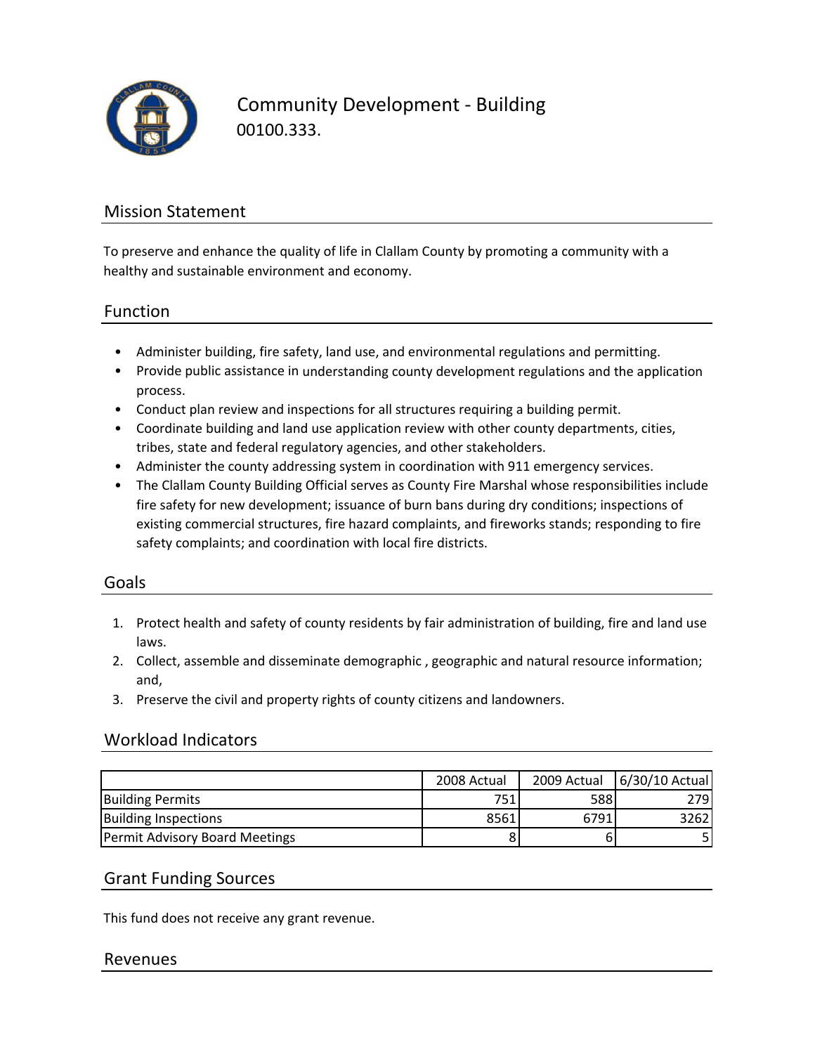# Community Development - Building

00100.333.

## Mission Statement

To preserve and enhance the quality of life in Clallam County by promoting a community with a healthy and sustainable environment and economy.

## Function

- Administer building, fire safety, land use, and environmental regulations and permitting.
- Provide public assistance in understanding county development regulations and the application process.
- Conduct plan review and inspections for all structures requiring a building permit.
- Coordinate building and land use application review with other county departments, cities, tribes, state and federal regulatory agencies, and other stakeholders.
- Administer the county addressing system in coordination with 911 emergency services.
- The Clallam County Building Official serves as County Fire Marshal whose responsibilities include fire safety for new development; issuance of burn bans during dry conditions; inspections of existing commercial structures, fire hazard complaints, and fireworks stands; responding to fire safety complaints; and coordination with local fire districts.

## Goals

1. Protect health and safety of county residents by fair administration of building, fire and land use laws.
2. Collect, assemble and disseminate demographic , geographic and natural resource information; and,
3. Preserve the civil and property rights of county citizens and landowners.

## Workload Indicators

| | 2008 Actual | 2009 Actual | 6/30/10 Actual |
|---|---|---|---|
| Building Permits | 751 | 588 | 279 |
| Building Inspections | 8561 | 6791 | 3262 |
| Permit Advisory Board Meetings | 8 | 6 | 5 |

## Grant Funding Sources

This fund does not receive any grant revenue.

## Revenues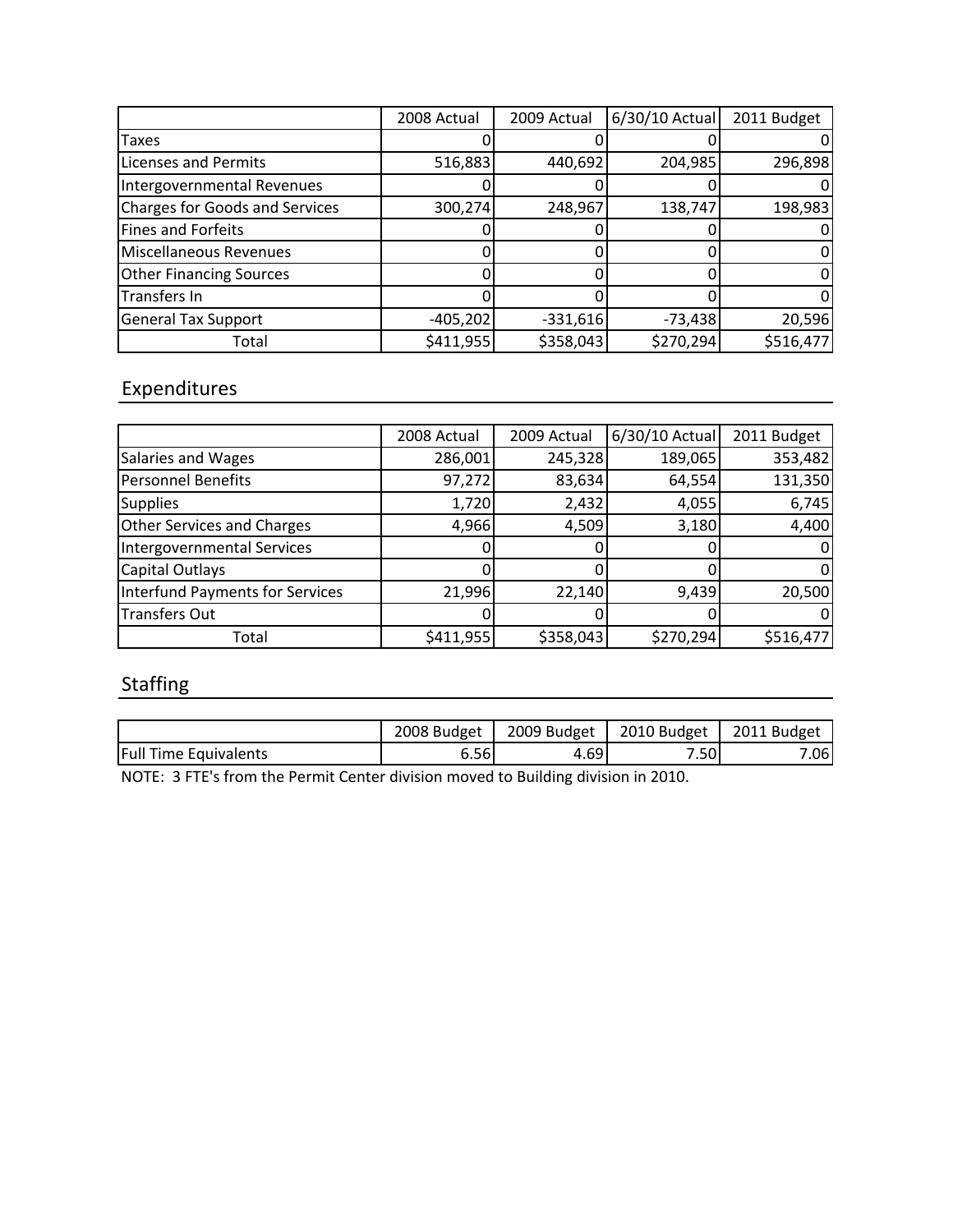| | 2008 Actual | 2009 Actual | 6/30/10 Actual | 2011 Budget |
|---|---|---|---|---|
| Taxes | 0 | 0 | 0 | 0 |
| Licenses and Permits | 516,883 | 440,692 | 204,985 | 296,898 |
| Intergovernmental Revenues | 0 | 0 | 0 | 0 |
| Charges for Goods and Services | 300,274 | 248,967 | 138,747 | 198,983 |
| Fines and Forfeits | 0 | 0 | 0 | 0 |
| Miscellaneous Revenues | 0 | 0 | 0 | 0 |
| Other Financing Sources | 0 | 0 | 0 | 0 |
| Transfers In | 0 | 0 | 0 | 0 |
| General Tax Support | -405,202 | -331,616 | -73,438 | 20,596 |
| Total | $411,955 | $358,043 | $270,294 | $516,477 |

## Expenditures

| | 2008 Actual | 2009 Actual | 6/30/10 Actual | 2011 Budget |
|---|---|---|---|---|
| Salaries and Wages | 286,001 | 245,328 | 189,065 | 353,482 |
| Personnel Benefits | 97,272 | 83,634 | 64,554 | 131,350 |
| Supplies | 1,720 | 2,432 | 4,055 | 6,745 |
| Other Services and Charges | 4,966 | 4,509 | 3,180 | 4,400 |
| Intergovernmental Services | 0 | 0 | 0 | 0 |
| Capital Outlays | 0 | 0 | 0 | 0 |
| Interfund Payments for Services | 21,996 | 22,140 | 9,439 | 20,500 |
| Transfers Out | 0 | 0 | 0 | 0 |
| Total | $411,955 | $358,043 | $270,294 | $516,477 |

## Staffing

| | 2008 Budget | 2009 Budget | 2010 Budget | 2011 Budget |
|---|---|---|---|---|
| Full Time Equivalents | 6.56 | 4.69 | 7.50 | 7.06 |

NOTE: 3 FTE's from the Permit Center division moved to Building division in 2010.